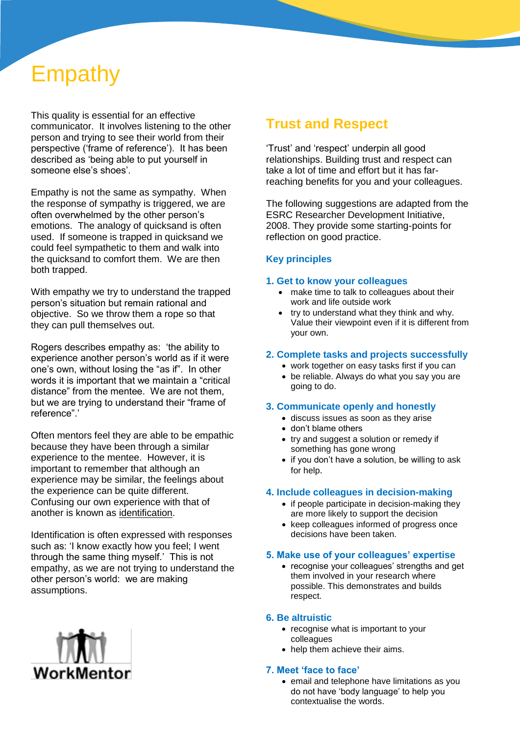# Empathy

This quality is essential for an effective communicator. It involves listening to the other person and trying to see their world from their perspective ('frame of reference'). It has been described as 'being able to put yourself in someone else's shoes'.

Empathy is not the same as sympathy. When the response of sympathy is triggered, we are often overwhelmed by the other person's emotions. The analogy of quicksand is often used. If someone is trapped in quicksand we could feel sympathetic to them and walk into the quicksand to comfort them. We are then both trapped.

With empathy we try to understand the trapped person's situation but remain rational and objective. So we throw them a rope so that they can pull themselves out.

Rogers describes empathy as: 'the ability to experience another person's world as if it were one's own, without losing the "as if". In other words it is important that we maintain a "critical distance" from the mentee. We are not them, but we are trying to understand their "frame of reference".'

Often mentors feel they are able to be empathic because they have been through a similar experience to the mentee. However, it is important to remember that although an experience may be similar, the feelings about the experience can be quite different. Confusing our own experience with that of another is known as identification.

Identification is often expressed with responses such as: 'I know exactly how you feel; I went through the same thing myself.' This is not empathy, as we are not trying to understand the other person's world: we are making assumptions.

WorkMentor

## Trust and Respect

'Trust' and 'respect' underpin all good relationships. Building trust and respect can take a lot of time and effort but it has far-reaching benefits for you and your colleagues.

The following suggestions are adapted from the ESRC Researcher Development Initiative, 2008. They provide some starting-points for reflection on good practice.

### Key principles

#### 1. Get to know your colleagues

- make time to talk to colleagues about their work and life outside work
- try to understand what they think and why. Value their viewpoint even if it is different from your own.

#### 2. Complete tasks and projects successfully

- work together on easy tasks first if you can
- be reliable. Always do what you say you are going to do.

#### 3. Communicate openly and honestly

- discuss issues as soon as they arise
- don't blame others
- try and suggest a solution or remedy if something has gone wrong
- if you don't have a solution, be willing to ask for help.

#### 4. Include colleagues in decision-making

- if people participate in decision-making they are more likely to support the decision
- keep colleagues informed of progress once decisions have been taken.

#### 5. Make use of your colleagues' expertise

- recognise your colleagues' strengths and get them involved in your research where possible. This demonstrates and builds respect.

#### 6. Be altruistic

- recognise what is important to your colleagues
- help them achieve their aims.

#### 7. Meet 'face to face'

- email and telephone have limitations as you do not have 'body language' to help you contextualise the words.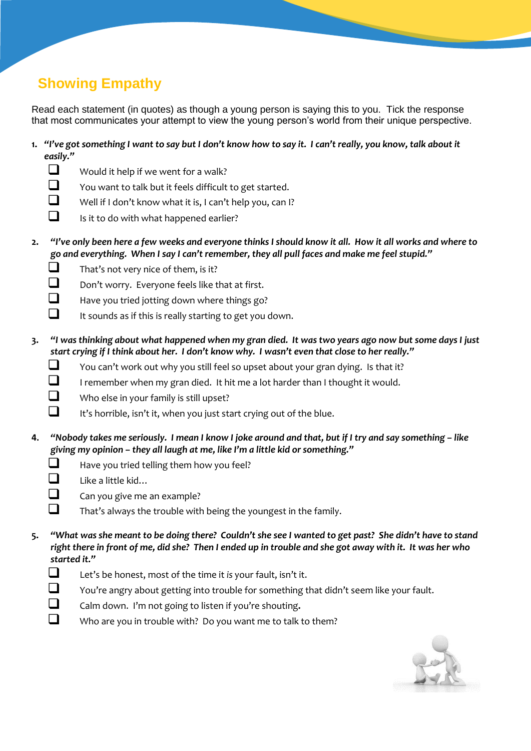## Showing Empathy

Read each statement (in quotes) as though a young person is saying this to you. Tick the response that most communicates your attempt to view the young person's world from their unique perspective.

1. ***"I've got something I want to say but I don't know how to say it. I can't really, you know, talk about it easily."***
   - ☐ Would it help if we went for a walk?
   - ☐ You want to talk but it feels difficult to get started.
   - ☐ Well if I don't know what it is, I can't help you, can I?
   - ☐ Is it to do with what happened earlier?

2. ***"I've only been here a few weeks and everyone thinks I should know it all. How it all works and where to go and everything. When I say I can't remember, they all pull faces and make me feel stupid."***
   - ☐ That's not very nice of them, is it?
   - ☐ Don't worry. Everyone feels like that at first.
   - ☐ Have you tried jotting down where things go?
   - ☐ It sounds as if this is really starting to get you down.

3. ***"I was thinking about what happened when my gran died. It was two years ago now but some days I just start crying if I think about her. I don't know why. I wasn't even that close to her really."***
   - ☐ You can't work out why you still feel so upset about your gran dying. Is that it?
   - ☐ I remember when my gran died. It hit me a lot harder than I thought it would.
   - ☐ Who else in your family is still upset?
   - ☐ It's horrible, isn't it, when you just start crying out of the blue.

4. ***"Nobody takes me seriously. I mean I know I joke around and that, but if I try and say something – like giving my opinion – they all laugh at me, like I'm a little kid or something."***
   - ☐ Have you tried telling them how you feel?
   - ☐ Like a little kid…
   - ☐ Can you give me an example?
   - ☐ That's always the trouble with being the youngest in the family.

5. ***"What was she meant to be doing there? Couldn't she see I wanted to get past? She didn't have to stand right there in front of me, did she? Then I ended up in trouble and she got away with it. It was her who started it."***
   - ☐ Let's be honest, most of the time it *is* your fault, isn't it.
   - ☐ You're angry about getting into trouble for something that didn't seem like your fault.
   - ☐ Calm down. I'm not going to listen if you're shouting**.**
   - ☐ Who are you in trouble with? Do you want me to talk to them?